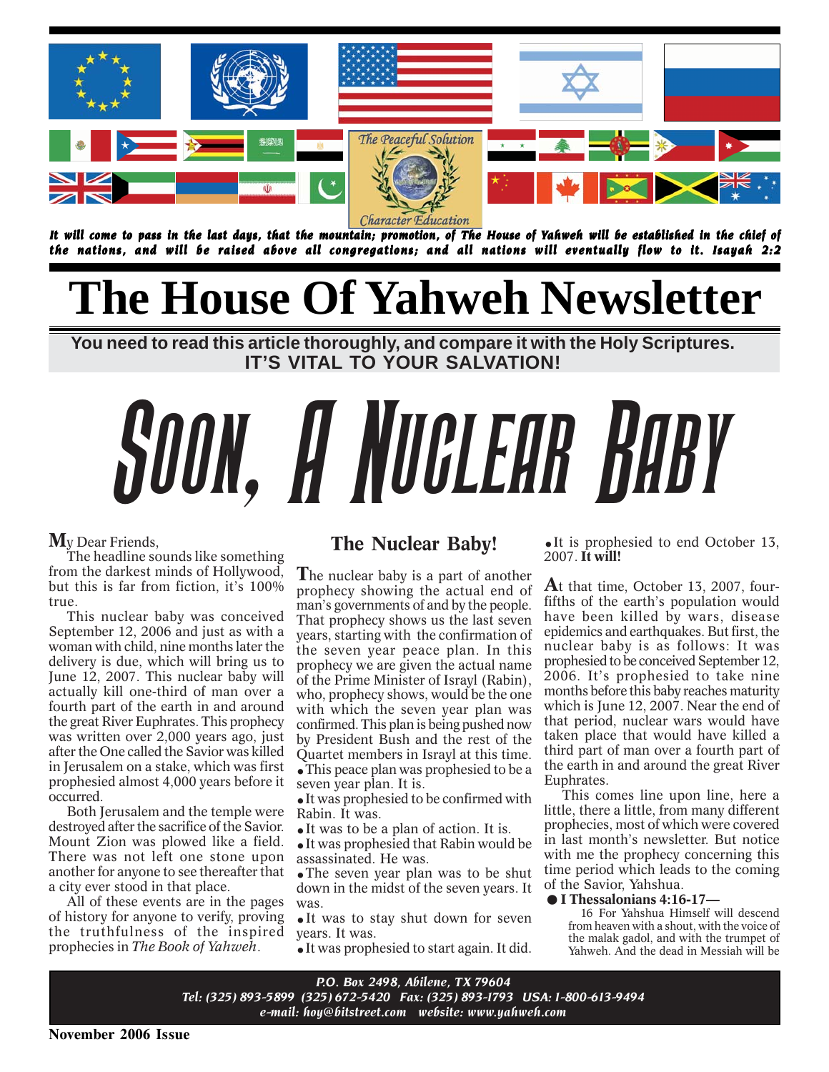*It will come to pass in the last days, that the mountain; promotion, of The House of Yahweh will be established in the chief of the nations, and will be raised above all congregations; and all nations will eventually flow to it. Isayah 2:2*

The Peaceful Solution

Character Education

# The House Of Yahweh Newsletter

**You need to read this article thoroughly, and compare it with the Holy Scriptures. IT'S VITAL TO YOUR SALVATION!**

# Soon, A Nuclear Baby

My Dear Friends,

The headline sounds like something from the darkest minds of Hollywood, but this is far from fiction, it's 100% true.

This nuclear baby was conceived September 12, 2006 and just as with a woman with child, nine months later the delivery is due, which will bring us to June 12, 2007. This nuclear baby will actually kill one-third of man over a fourth part of the earth in and around the great River Euphrates. This prophecy was written over 2,000 years ago, just after the One called the Savior was killed in Jerusalem on a stake, which was first prophesied almost 4,000 years before it occurred.

Both Jerusalem and the temple were destroyed after the sacrifice of the Savior. Mount Zion was plowed like a field. There was not left one stone upon another for anyone to see thereafter that a city ever stood in that place.

All of these events are in the pages of history for anyone to verify, proving the truthfulness of the inspired prophecies in *The Book of Yahweh*.

## The Nuclear Baby!

The nuclear baby is a part of another prophecy showing the actual end of man's governments of and by the people. That prophecy shows us the last seven years, starting with the confirmation of the seven year peace plan. In this prophecy we are given the actual name of the Prime Minister of Israyl (Rabin), who, prophecy shows, would be the one with which the seven year plan was confirmed. This plan is being pushed now by President Bush and the rest of the Quartet members in Israyl at this time.

- This peace plan was prophesied to be a seven year plan. It is.
- It was prophesied to be confirmed with Rabin. It was.
- It was to be a plan of action. It is.
- It was prophesied that Rabin would be assassinated. He was.
- The seven year plan was to be shut down in the midst of the seven years. It was.
- It was to stay shut down for seven years. It was.
- It was prophesied to start again. It did.
- It is prophesied to end October 13, 2007. **It will!**

At that time, October 13, 2007, four-fifths of the earth's population would have been killed by wars, disease epidemics and earthquakes. But first, the nuclear baby is as follows: It was prophesied to be conceived September 12, 2006. It's prophesied to take nine months before this baby reaches maturity which is June 12, 2007. Near the end of that period, nuclear wars would have taken place that would have killed a third part of man over a fourth part of the earth in and around the great River Euphrates.

This comes line upon line, here a little, there a little, from many different prophecies, most of which were covered in last month's newsletter. But notice with me the prophecy concerning this time period which leads to the coming of the Savior, Yahshua.

● **I Thessalonians 4:16-17—**

16 For Yahshua Himself will descend from heaven with a shout, with the voice of the malak gadol, and with the trumpet of Yahweh. And the dead in Messiah will be

*P.O. Box 2498, Abilene, TX 79604*
*Tel: (325) 893-5899 (325) 672-5420 Fax: (325) 893-1793 USA: 1-800-613-9494*
*e-mail: hoy@bitstreet.com website: www.yahweh.com*

**November 2006 Issue**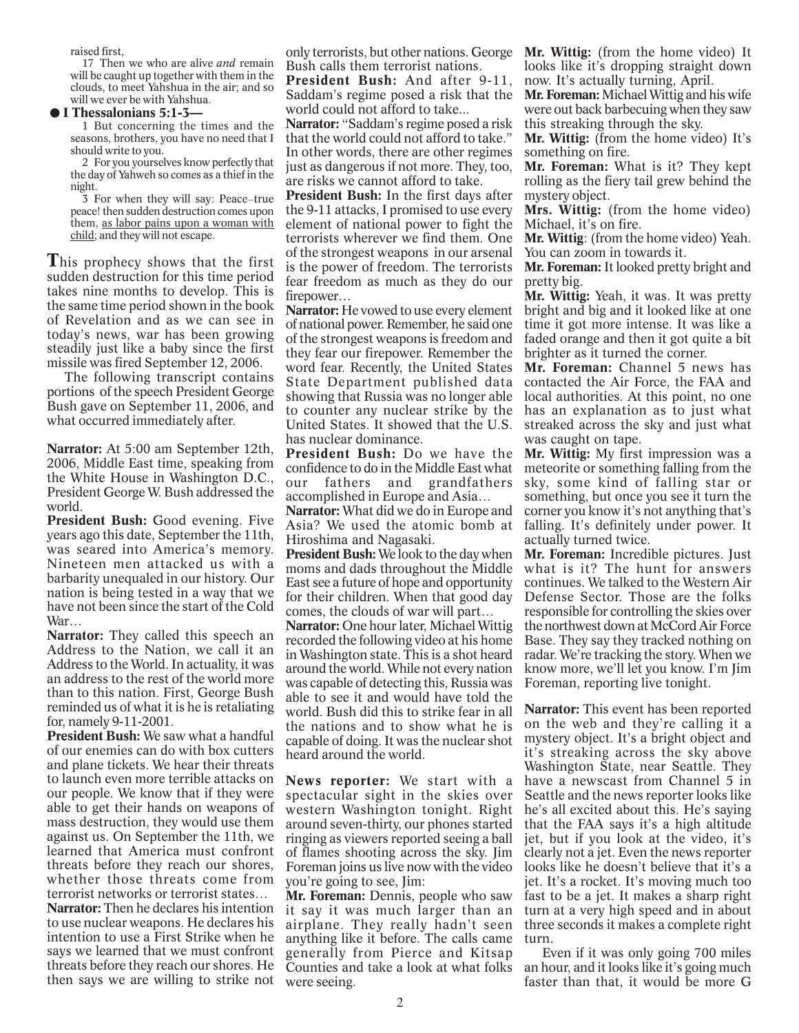raised first,

17 Then we who are alive *and* remain will be caught up together with them in the clouds, to meet Yahshua in the air; and so will we ever be with Yahshua.

● **I Thessalonians 5:1-3—**

1 But concerning the times and the seasons, brothers, you have no need that I should write to you.

2 For you yourselves know perfectly that the day of Yahweh so comes as a thief in the night.

3 For when they will say: Peace–true peace! then sudden destruction comes upon them, as labor pains upon a woman with child; and they will not escape.

**T**his prophecy shows that the first sudden destruction for this time period takes nine months to develop. This is the same time period shown in the book of Revelation and as we can see in today's news, war has been growing steadily just like a baby since the first missile was fired September 12, 2006.

The following transcript contains portions of the speech President George Bush gave on September 11, 2006, and what occurred immediately after.

**Narrator:** At 5:00 am September 12th, 2006, Middle East time, speaking from the White House in Washington D.C., President George W. Bush addressed the world.

**President Bush:** Good evening. Five years ago this date, September the 11th, was seared into America's memory. Nineteen men attacked us with a barbarity unequaled in our history. Our nation is being tested in a way that we have not been since the start of the Cold War…

**Narrator:** They called this speech an Address to the Nation, we call it an Address to the World. In actuality, it was an address to the rest of the world more than to this nation. First, George Bush reminded us of what it is he is retaliating for, namely 9-11-2001.

**President Bush:** We saw what a handful of our enemies can do with box cutters and plane tickets. We hear their threats to launch even more terrible attacks on our people. We know that if they were able to get their hands on weapons of mass destruction, they would use them against us. On September the 11th, we learned that America must confront threats before they reach our shores, whether those threats come from terrorist networks or terrorist states…

**Narrator:** Then he declares his intention to use nuclear weapons. He declares his intention to use a First Strike when he says we learned that we must confront threats before they reach our shores. He then says we are willing to strike not only terrorists, but other nations. George Bush calls them terrorist nations.

**President Bush:** And after 9-11, Saddam's regime posed a risk that the world could not afford to take...

**Narrator:** "Saddam's regime posed a risk that the world could not afford to take." In other words, there are other regimes just as dangerous if not more. They, too, are risks we cannot afford to take.

**President Bush:** In the first days after the 9-11 attacks, I promised to use every element of national power to fight the terrorists wherever we find them. One of the strongest weapons in our arsenal is the power of freedom. The terrorists fear freedom as much as they do our firepower…

**Narrator:** He vowed to use every element of national power. Remember, he said one of the strongest weapons is freedom and they fear our firepower. Remember the word fear. Recently, the United States State Department published data showing that Russia was no longer able to counter any nuclear strike by the United States. It showed that the U.S. has nuclear dominance.

**President Bush:** Do we have the confidence to do in the Middle East what our fathers and grandfathers accomplished in Europe and Asia…

**Narrator:** What did we do in Europe and Asia? We used the atomic bomb at Hiroshima and Nagasaki.

**President Bush:** We look to the day when moms and dads throughout the Middle East see a future of hope and opportunity for their children. When that good day comes, the clouds of war will part…

**Narrator:** One hour later, Michael Wittig recorded the following video at his home in Washington state. This is a shot heard around the world. While not every nation was capable of detecting this, Russia was able to see it and would have told the world. Bush did this to strike fear in all the nations and to show what he is capable of doing. It was the nuclear shot heard around the world.

**News reporter:** We start with a spectacular sight in the skies over western Washington tonight. Right around seven-thirty, our phones started ringing as viewers reported seeing a ball of flames shooting across the sky. Jim Foreman joins us live now with the video you're going to see, Jim:

**Mr. Foreman:** Dennis, people who saw it say it was much larger than an airplane. They really hadn't seen anything like it before. The calls came generally from Pierce and Kitsap Counties and take a look at what folks were seeing.

**Mr. Wittig:** (from the home video) It looks like it's dropping straight down now. It's actually turning, April.

**Mr. Foreman:** Michael Wittig and his wife were out back barbecuing when they saw this streaking through the sky.

**Mr. Wittig:** (from the home video) It's something on fire.

**Mr. Foreman:** What is it? They kept rolling as the fiery tail grew behind the mystery object.

**Mrs. Wittig:** (from the home video) Michael, it's on fire.

**Mr. Wittig**: (from the home video) Yeah. You can zoom in towards it.

**Mr. Foreman:** It looked pretty bright and pretty big.

**Mr. Wittig:** Yeah, it was. It was pretty bright and big and it looked like at one time it got more intense. It was like a faded orange and then it got quite a bit brighter as it turned the corner.

**Mr. Foreman:** Channel 5 news has contacted the Air Force, the FAA and local authorities. At this point, no one has an explanation as to just what streaked across the sky and just what was caught on tape.

**Mr. Wittig:** My first impression was a meteorite or something falling from the sky, some kind of falling star or something, but once you see it turn the corner you know it's not anything that's falling. It's definitely under power. It actually turned twice.

**Mr. Foreman:** Incredible pictures. Just what is it? The hunt for answers continues. We talked to the Western Air Defense Sector. Those are the folks responsible for controlling the skies over the northwest down at McCord Air Force Base. They say they tracked nothing on radar. We're tracking the story. When we know more, we'll let you know. I'm Jim Foreman, reporting live tonight.

**Narrator:** This event has been reported on the web and they're calling it a mystery object. It's a bright object and it's streaking across the sky above Washington State, near Seattle. They have a newscast from Channel 5 in Seattle and the news reporter looks like he's all excited about this. He's saying that the FAA says it's a high altitude jet, but if you look at the video, it's clearly not a jet. Even the news reporter looks like he doesn't believe that it's a jet. It's a rocket. It's moving much too fast to be a jet. It makes a sharp right turn at a very high speed and in about three seconds it makes a complete right turn.

Even if it was only going 700 miles an hour, and it looks like it's going much faster than that, it would be more G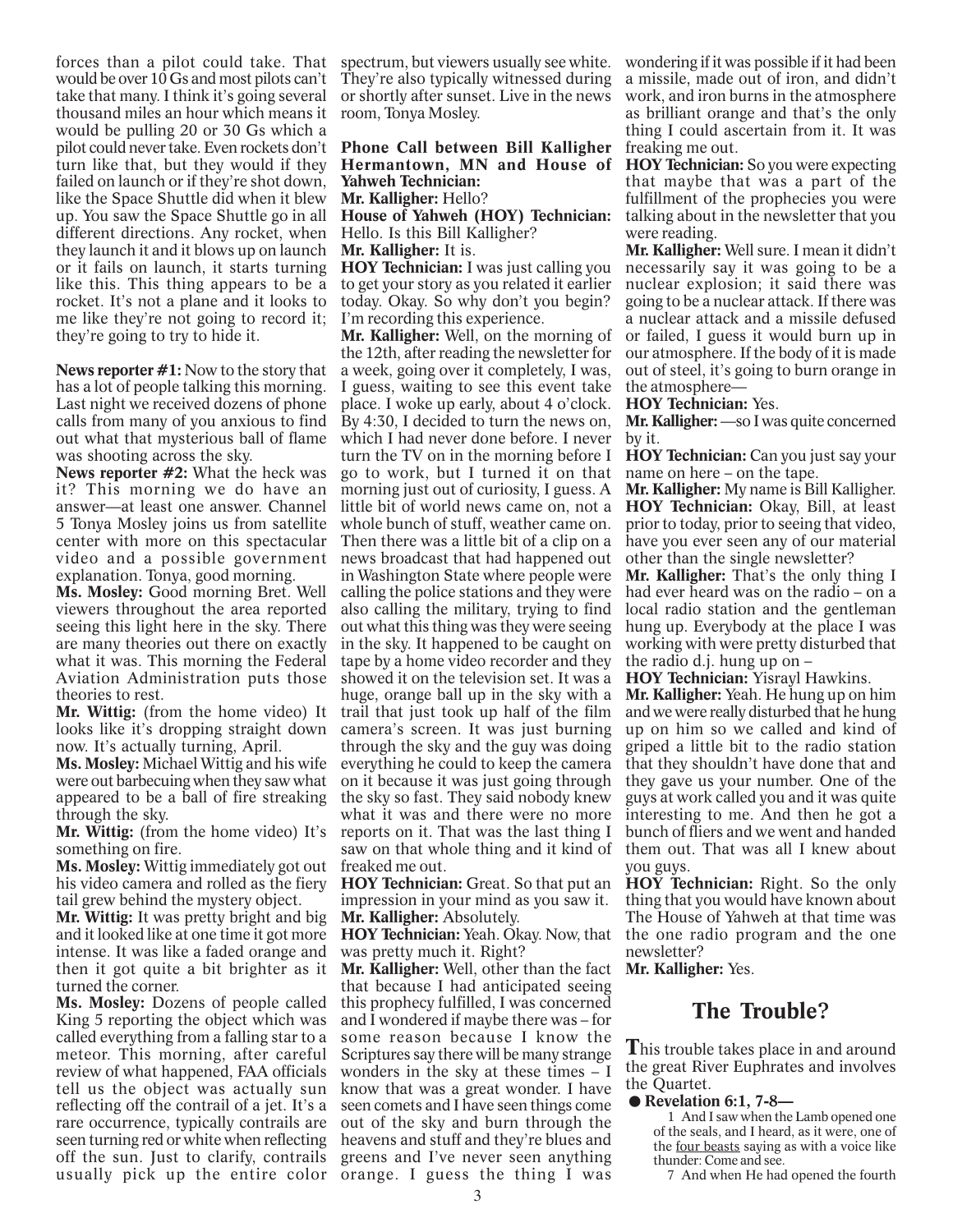forces than a pilot could take. That would be over 10 Gs and most pilots can't take that many. I think it's going several thousand miles an hour which means it would be pulling 20 or 30 Gs which a pilot could never take. Even rockets don't turn like that, but they would if they failed on launch or if they're shot down, like the Space Shuttle did when it blew up. You saw the Space Shuttle go in all different directions. Any rocket, when they launch it and it blows up on launch or it fails on launch, it starts turning like this. This thing appears to be a rocket. It's not a plane and it looks to me like they're not going to record it; they're going to try to hide it.

**News reporter #1:** Now to the story that has a lot of people talking this morning. Last night we received dozens of phone calls from many of you anxious to find out what that mysterious ball of flame was shooting across the sky.

**News reporter #2:** What the heck was it? This morning we do have an answer—at least one answer. Channel 5 Tonya Mosley joins us from satellite center with more on this spectacular video and a possible government explanation. Tonya, good morning.

**Ms. Mosley:** Good morning Bret. Well viewers throughout the area reported seeing this light here in the sky. There are many theories out there on exactly what it was. This morning the Federal Aviation Administration puts those theories to rest.

**Mr. Wittig:** (from the home video) It looks like it's dropping straight down now. It's actually turning, April.

**Ms. Mosley:** Michael Wittig and his wife were out barbecuing when they saw what appeared to be a ball of fire streaking through the sky.

**Mr. Wittig:** (from the home video) It's something on fire.

**Ms. Mosley:** Wittig immediately got out his video camera and rolled as the fiery tail grew behind the mystery object.

**Mr. Wittig:** It was pretty bright and big and it looked like at one time it got more intense. It was like a faded orange and then it got quite a bit brighter as it turned the corner.

**Ms. Mosley:** Dozens of people called King 5 reporting the object which was called everything from a falling star to a meteor. This morning, after careful review of what happened, FAA officials tell us the object was actually sun reflecting off the contrail of a jet. It's a rare occurrence, typically contrails are seen turning red or white when reflecting off the sun. Just to clarify, contrails usually pick up the entire color spectrum, but viewers usually see white. They're also typically witnessed during or shortly after sunset. Live in the news room, Tonya Mosley.

**Phone Call between Bill Kalligher Hermantown, MN and House of Yahweh Technician:**

**Mr. Kalligher:** Hello?

**House of Yahweh (HOY) Technician:** Hello. Is this Bill Kalligher?

**Mr. Kalligher:** It is.

**HOY Technician:** I was just calling you to get your story as you related it earlier today. Okay. So why don't you begin? I'm recording this experience.

**Mr. Kalligher:** Well, on the morning of the 12th, after reading the newsletter for a week, going over it completely, I was, I guess, waiting to see this event take place. I woke up early, about 4 o'clock. By 4:30, I decided to turn the news on, which I had never done before. I never turn the TV on in the morning before I go to work, but I turned it on that morning just out of curiosity, I guess. A little bit of world news came on, not a whole bunch of stuff, weather came on. Then there was a little bit of a clip on a news broadcast that had happened out in Washington State where people were calling the police stations and they were also calling the military, trying to find out what this thing was they were seeing in the sky. It happened to be caught on tape by a home video recorder and they showed it on the television set. It was a huge, orange ball up in the sky with a trail that just took up half of the film camera's screen. It was just burning through the sky and the guy was doing everything he could to keep the camera on it because it was just going through the sky so fast. They said nobody knew what it was and there were no more reports on it. That was the last thing I saw on that whole thing and it kind of freaked me out.

**HOY Technician:** Great. So that put an impression in your mind as you saw it.

**Mr. Kalligher:** Absolutely.

**HOY Technician:** Yeah. Okay. Now, that was pretty much it. Right?

**Mr. Kalligher:** Well, other than the fact that because I had anticipated seeing this prophecy fulfilled, I was concerned and I wondered if maybe there was – for some reason because I know the Scriptures say there will be many strange wonders in the sky at these times – I know that was a great wonder. I have seen comets and I have seen things come out of the sky and burn through the heavens and stuff and they're blues and greens and I've never seen anything orange. I guess the thing I was wondering if it was possible if it had been a missile, made out of iron, and didn't work, and iron burns in the atmosphere as brilliant orange and that's the only thing I could ascertain from it. It was freaking me out.

**HOY Technician:** So you were expecting that maybe that was a part of the fulfillment of the prophecies you were talking about in the newsletter that you were reading.

**Mr. Kalligher:** Well sure. I mean it didn't necessarily say it was going to be a nuclear explosion; it said there was going to be a nuclear attack. If there was a nuclear attack and a missile defused or failed, I guess it would burn up in our atmosphere. If the body of it is made out of steel, it's going to burn orange in the atmosphere—

**HOY Technician:** Yes.

**Mr. Kalligher:** —so I was quite concerned by it.

**HOY Technician:** Can you just say your name on here – on the tape.

**Mr. Kalligher:** My name is Bill Kalligher.

**HOY Technician:** Okay, Bill, at least prior to today, prior to seeing that video, have you ever seen any of our material other than the single newsletter?

**Mr. Kalligher:** That's the only thing I had ever heard was on the radio – on a local radio station and the gentleman hung up. Everybody at the place I was working with were pretty disturbed that the radio d.j. hung up on –

**HOY Technician:** Yisrayl Hawkins.

**Mr. Kalligher:** Yeah. He hung up on him and we were really disturbed that he hung up on him so we called and kind of griped a little bit to the radio station that they shouldn't have done that and they gave us your number. One of the guys at work called you and it was quite interesting to me. And then he got a bunch of fliers and we went and handed them out. That was all I knew about you guys.

**HOY Technician:** Right. So the only thing that you would have known about The House of Yahweh at that time was the one radio program and the one newsletter?

**Mr. Kalligher:** Yes.

## The Trouble?

**T**his trouble takes place in and around the great River Euphrates and involves the Quartet.

● **Revelation 6:1, 7-8—**

1 And I saw when the Lamb opened one of the seals, and I heard, as it were, one of the four beasts saying as with a voice like thunder: Come and see.

7 And when He had opened the fourth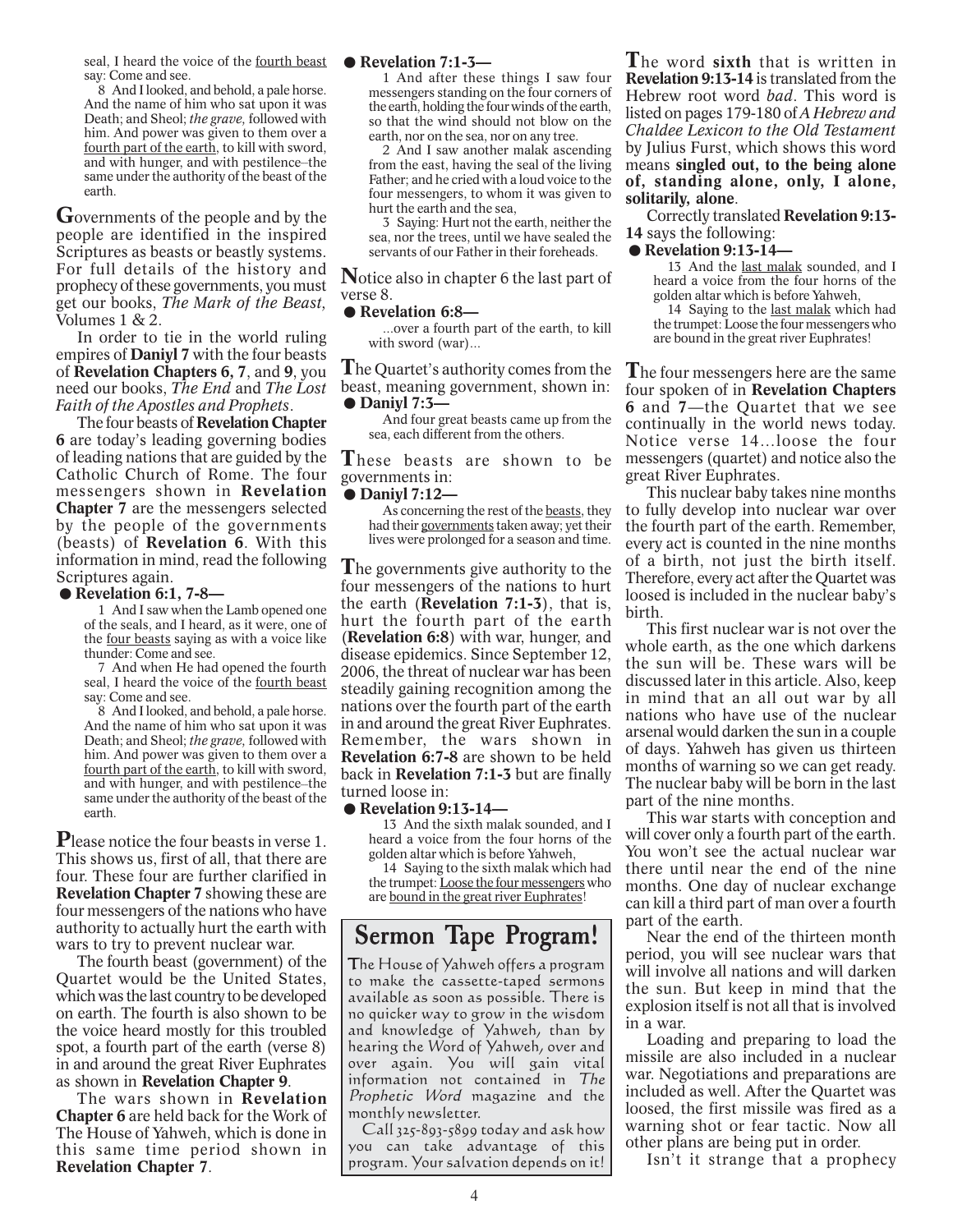seal, I heard the voice of the <u>fourth beast</u> say: Come and see.

8 And I looked, and behold, a pale horse. And the name of him who sat upon it was Death; and Sheol; *the grave,* followed with him. And power was given to them over a <u>fourth part of the earth</u>, to kill with sword, and with hunger, and with pestilence–the same under the authority of the beast of the earth.

**G**overnments of the people and by the people are identified in the inspired Scriptures as beasts or beastly systems. For full details of the history and prophecy of these governments, you must get our books, *The Mark of the Beast,* Volumes 1 & 2.

In order to tie in the world ruling empires of **Daniyl 7** with the four beasts of **Revelation Chapters 6, 7**, and **9**, you need our books, *The End* and *The Lost Faith of the Apostles and Prophets*.

The four beasts of **Revelation Chapter 6** are today's leading governing bodies of leading nations that are guided by the Catholic Church of Rome. The four messengers shown in **Revelation Chapter 7** are the messengers selected by the people of the governments (beasts) of **Revelation 6**. With this information in mind, read the following Scriptures again.

● **Revelation 6:1, 7-8—**

1 And I saw when the Lamb opened one of the seals, and I heard, as it were, one of the <u>four beasts</u> saying as with a voice like thunder: Come and see.

7 And when He had opened the fourth seal, I heard the voice of the <u>fourth beast</u> say: Come and see.

8 And I looked, and behold, a pale horse. And the name of him who sat upon it was Death; and Sheol; *the grave,* followed with him. And power was given to them over a <u>fourth part of the earth</u>, to kill with sword, and with hunger, and with pestilence–the same under the authority of the beast of the earth.

**P**lease notice the four beasts in verse 1. This shows us, first of all, that there are four. These four are further clarified in **Revelation Chapter 7** showing these are four messengers of the nations who have authority to actually hurt the earth with wars to try to prevent nuclear war.

The fourth beast (government) of the Quartet would be the United States, which was the last country to be developed on earth. The fourth is also shown to be the voice heard mostly for this troubled spot, a fourth part of the earth (verse 8) in and around the great River Euphrates as shown in **Revelation Chapter 9**.

The wars shown in **Revelation Chapter 6** are held back for the Work of The House of Yahweh, which is done in this same time period shown in **Revelation Chapter 7**.

● **Revelation 7:1-3—**

1 And after these things I saw four messengers standing on the four corners of the earth, holding the four winds of the earth, so that the wind should not blow on the earth, nor on the sea, nor on any tree.

2 And I saw another malak ascending from the east, having the seal of the living Father; and he cried with a loud voice to the four messengers, to whom it was given to hurt the earth and the sea,

3 Saying: Hurt not the earth, neither the sea, nor the trees, until we have sealed the servants of our Father in their foreheads.

**N**otice also in chapter 6 the last part of verse 8.

● **Revelation 6:8—**

...over a fourth part of the earth, to kill with sword (war)...

**T**he Quartet's authority comes from the beast, meaning government, shown in:

● **Daniyl 7:3—**

And four great beasts came up from the sea, each different from the others.

**T**hese beasts are shown to be governments in:

● **Daniyl 7:12—**

As concerning the rest of the <u>beasts</u>, they had their <u>governments</u> taken away; yet their lives were prolonged for a season and time.

**T**he governments give authority to the four messengers of the nations to hurt the earth (**Revelation 7:1-3**), that is, hurt the fourth part of the earth (**Revelation 6:8**) with war, hunger, and disease epidemics. Since September 12, 2006, the threat of nuclear war has been steadily gaining recognition among the nations over the fourth part of the earth in and around the great River Euphrates. Remember, the wars shown in **Revelation 6:7-8** are shown to be held back in **Revelation 7:1-3** but are finally turned loose in:

● **Revelation 9:13-14—**

13 And the sixth malak sounded, and I heard a voice from the four horns of the golden altar which is before Yahweh,

14 Saying to the sixth malak which had the trumpet: <u>Loose the four messengers</u> who are <u>bound in the great river Euphrates</u>!

## Sermon Tape Program!

The House of Yahweh offers a program to make the cassette-taped sermons available as soon as possible. There is no quicker way to grow in the wisdom and knowledge of Yahweh, than by hearing the Word of Yahweh, over and over again. You will gain vital information not contained in *The Prophetic Word* magazine and the monthly newsletter.

Call 325-893-5899 today and ask how you can take advantage of this program. Your salvation depends on it!

**T**he word **sixth** that is written in **Revelation 9:13-14** is translated from the Hebrew root word *bad*. This word is listed on pages 179-180 of *A Hebrew and Chaldee Lexicon to the Old Testament* by Julius Furst, which shows this word means **singled out, to the being alone of, standing alone, only, I alone, solitarily, alone**.

Correctly translated **Revelation 9:13-14** says the following:

● **Revelation 9:13-14—**

13 And the <u>last malak</u> sounded, and I heard a voice from the four horns of the golden altar which is before Yahweh,

14 Saying to the <u>last malak</u> which had the trumpet: Loose the four messengers who are bound in the great river Euphrates!

**T**he four messengers here are the same four spoken of in **Revelation Chapters 6** and **7**—the Quartet that we see continually in the world news today. Notice verse 14...loose the four messengers (quartet) and notice also the great River Euphrates.

This nuclear baby takes nine months to fully develop into nuclear war over the fourth part of the earth. Remember, every act is counted in the nine months of a birth, not just the birth itself. Therefore, every act after the Quartet was loosed is included in the nuclear baby's birth.

This first nuclear war is not over the whole earth, as the one which darkens the sun will be. These wars will be discussed later in this article. Also, keep in mind that an all out war by all nations who have use of the nuclear arsenal would darken the sun in a couple of days. Yahweh has given us thirteen months of warning so we can get ready. The nuclear baby will be born in the last part of the nine months.

This war starts with conception and will cover only a fourth part of the earth. You won't see the actual nuclear war there until near the end of the nine months. One day of nuclear exchange can kill a third part of man over a fourth part of the earth.

Near the end of the thirteen month period, you will see nuclear wars that will involve all nations and will darken the sun. But keep in mind that the explosion itself is not all that is involved in a war.

Loading and preparing to load the missile are also included in a nuclear war. Negotiations and preparations are included as well. After the Quartet was loosed, the first missile was fired as a warning shot or fear tactic. Now all other plans are being put in order.

Isn't it strange that a prophecy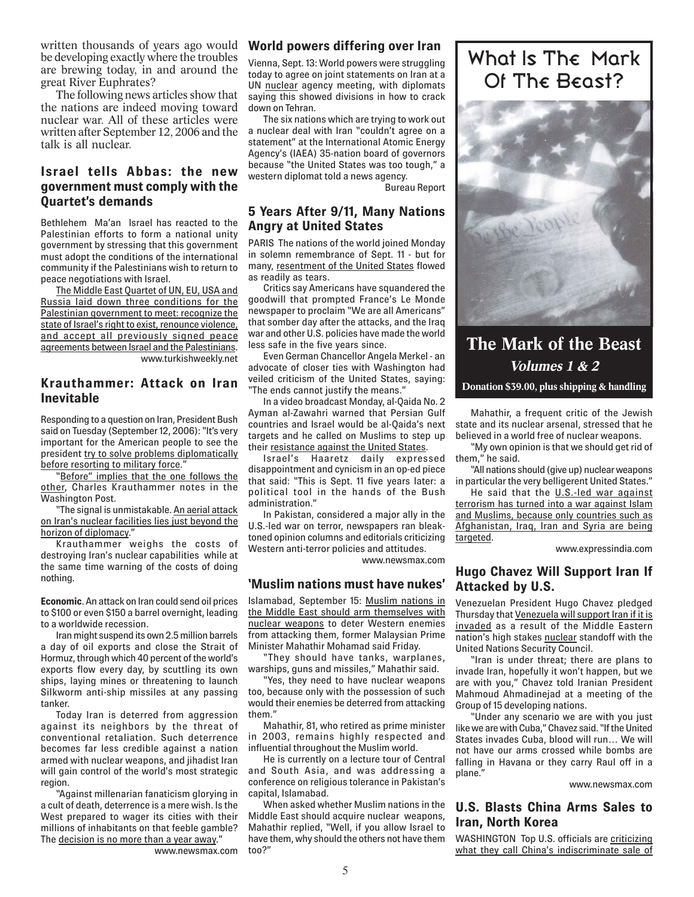written thousands of years ago would be developing exactly where the troubles are brewing today, in and around the great River Euphrates?

The following news articles show that the nations are indeed moving toward nuclear war. All of these articles were written after September 12, 2006 and the talk is all nuclear.

### Israel tells Abbas: the new government must comply with the Quartet's demands

Bethlehem Ma'an Israel has reacted to the Palestinian efforts to form a national unity government by stressing that this government must adopt the conditions of the international community if the Palestinians wish to return to peace negotiations with Israel.

The Middle East Quartet of UN, EU, USA and Russia laid down three conditions for the Palestinian government to meet: recognize the state of Israel's right to exist, renounce violence, and accept all previously signed peace agreements between Israel and the Palestinians.

www.turkishweekly.net

### Krauthammer: Attack on Iran Inevitable

Responding to a question on Iran, President Bush said on Tuesday (September 12, 2006): "It's very important for the American people to see the president try to solve problems diplomatically before resorting to military force."

"Before" implies that the one follows the other, Charles Krauthammer notes in the Washington Post.

"The signal is unmistakable. An aerial attack on Iran's nuclear facilities lies just beyond the horizon of diplomacy."

Krauthammer weighs the costs of destroying Iran's nuclear capabilities while at the same time warning of the costs of doing nothing.

**Economic**. An attack on Iran could send oil prices to $100 or even $150 a barrel overnight, leading to a worldwide recession.

Iran might suspend its own 2.5 million barrels a day of oil exports and close the Strait of Hormuz, through which 40 percent of the world's exports flow every day, by scuttling its own ships, laying mines or threatening to launch Silkworm anti-ship missiles at any passing tanker.

Today Iran is deterred from aggression against its neighbors by the threat of conventional retaliation. Such deterrence becomes far less credible against a nation armed with nuclear weapons, and jihadist Iran will gain control of the world's most strategic region.

"Against millenarian fanaticism glorying in a cult of death, deterrence is a mere wish. Is the West prepared to wager its cities with their millions of inhabitants on that feeble gamble? The decision is no more than a year away."

www.newsmax.com

### World powers differing over Iran

Vienna, Sept. 13: World powers were struggling today to agree on joint statements on Iran at a UN nuclear agency meeting, with diplomats saying this showed divisions in how to crack down on Tehran.

The six nations which are trying to work out a nuclear deal with Iran "couldn't agree on a statement" at the International Atomic Energy Agency's (IAEA) 35-nation board of governors because "the United States was too tough," a western diplomat told a news agency.

Bureau Report

### 5 Years After 9/11, Many Nations Angry at United States

PARIS The nations of the world joined Monday in solemn remembrance of Sept. 11 - but for many, resentment of the United States flowed as readily as tears.

Critics say Americans have squandered the goodwill that prompted France's Le Monde newspaper to proclaim "We are all Americans" that somber day after the attacks, and the Iraq war and other U.S. policies have made the world less safe in the five years since.

Even German Chancellor Angela Merkel - an advocate of closer ties with Washington had veiled criticism of the United States, saying: "The ends cannot justify the means."

In a video broadcast Monday, al-Qaida No. 2 Ayman al-Zawahri warned that Persian Gulf countries and Israel would be al-Qaida's next targets and he called on Muslims to step up their resistance against the United States.

Israel's Haaretz daily expressed disappointment and cynicism in an op-ed piece that said: "This is Sept. 11 five years later: a political tool in the hands of the Bush administration."

In Pakistan, considered a major ally in the U.S.-led war on terror, newspapers ran bleak-toned opinion columns and editorials criticizing Western anti-terror policies and attitudes.

www.newsmax.com

### 'Muslim nations must have nukes'

Islamabad, September 15: Muslim nations in the Middle East should arm themselves with nuclear weapons to deter Western enemies from attacking them, former Malaysian Prime Minister Mahathir Mohamad said Friday.

"They should have tanks, warplanes, warships, guns and missiles," Mahathir said.

"Yes, they need to have nuclear weapons too, because only with the possession of such would their enemies be deterred from attacking them."

Mahathir, 81, who retired as prime minister in 2003, remains highly respected and influential throughout the Muslim world.

He is currently on a lecture tour of Central and South Asia, and was addressing a conference on religious tolerance in Pakistan's capital, Islamabad.

When asked whether Muslim nations in the Middle East should acquire nuclear weapons, Mahathir replied, "Well, if you allow Israel to have them, why should the others not have them too?"

Mahathir, a frequent critic of the Jewish state and its nuclear arsenal, stressed that he believed in a world free of nuclear weapons.

"My own opinion is that we should get rid of them," he said.

"All nations should (give up) nuclear weapons in particular the very belligerent United States."

He said that the U.S.-led war against terrorism has turned into a war against Islam and Muslims, because only countries such as Afghanistan, Iraq, Iran and Syria are being targeted.

www.expressindia.com

**What Is The Mark Of The Beast?**

**The Mark of the Beast**
***Volumes 1 & 2***
**Donation $39.00, plus shipping & handling**

### Hugo Chavez Will Support Iran If Attacked by U.S.

Venezuelan President Hugo Chavez pledged Thursday that Venezuela will support Iran if it is invaded as a result of the Middle Eastern nation's high stakes nuclear standoff with the United Nations Security Council.

"Iran is under threat; there are plans to invade Iran, hopefully it won't happen, but we are with you," Chavez told Iranian President Mahmoud Ahmadinejad at a meeting of the Group of 15 developing nations.

"Under any scenario we are with you just like we are with Cuba," Chavez said. "If the United States invades Cuba, blood will run… We will not have our arms crossed while bombs are falling in Havana or they carry Raul off in a plane."

www.newsmax.com

### U.S. Blasts China Arms Sales to Iran, North Korea

WASHINGTON Top U.S. officials are criticizing what they call China's indiscriminate sale of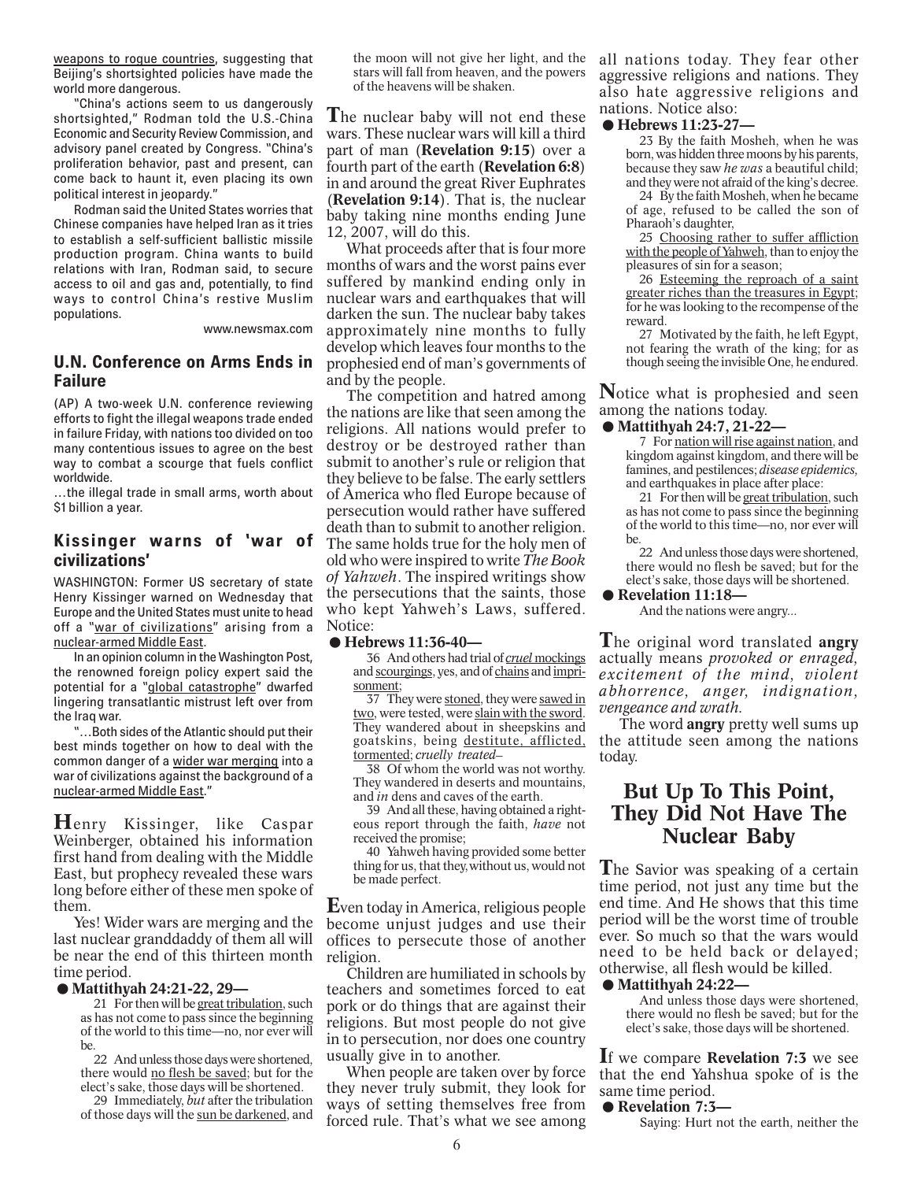weapons to rogue countries, suggesting that Beijing's shortsighted policies have made the world more dangerous.

"China's actions seem to us dangerously shortsighted," Rodman told the U.S.-China Economic and Security Review Commission, and advisory panel created by Congress. "China's proliferation behavior, past and present, can come back to haunt it, even placing its own political interest in jeopardy."

Rodman said the United States worries that Chinese companies have helped Iran as it tries to establish a self-sufficient ballistic missile production program. China wants to build relations with Iran, Rodman said, to secure access to oil and gas and, potentially, to find ways to control China's restive Muslim populations.

www.newsmax.com

### U.N. Conference on Arms Ends in Failure

(AP) A two-week U.N. conference reviewing efforts to fight the illegal weapons trade ended in failure Friday, with nations too divided on too many contentious issues to agree on the best way to combat a scourge that fuels conflict worldwide.

…the illegal trade in small arms, worth about $1 billion a year.

### Kissinger warns of 'war of civilizations'

WASHINGTON: Former US secretary of state Henry Kissinger warned on Wednesday that Europe and the United States must unite to head off a "war of civilizations" arising from a nuclear-armed Middle East.

In an opinion column in the Washington Post, the renowned foreign policy expert said the potential for a "global catastrophe" dwarfed lingering transatlantic mistrust left over from the Iraq war.

"…Both sides of the Atlantic should put their best minds together on how to deal with the common danger of a wider war merging into a war of civilizations against the background of a nuclear-armed Middle East."

**H**enry Kissinger, like Caspar Weinberger, obtained his information first hand from dealing with the Middle East, but prophecy revealed these wars long before either of these men spoke of them.

Yes! Wider wars are merging and the last nuclear granddaddy of them all will be near the end of this thirteen month time period.

● **Mattithyah 24:21-22, 29—**

> 21 For then will be great tribulation, such as has not come to pass since the beginning of the world to this time—no, nor ever will be.
>
> 22 And unless those days were shortened, there would no flesh be saved; but for the elect's sake, those days will be shortened.
>
> 29 Immediately, *but* after the tribulation of those days will the sun be darkened, and the moon will not give her light, and the stars will fall from heaven, and the powers of the heavens will be shaken.

**T**he nuclear baby will not end these wars. These nuclear wars will kill a third part of man (**Revelation 9:15**) over a fourth part of the earth (**Revelation 6:8**) in and around the great River Euphrates (**Revelation 9:14**). That is, the nuclear baby taking nine months ending June 12, 2007, will do this.

What proceeds after that is four more months of wars and the worst pains ever suffered by mankind ending only in nuclear wars and earthquakes that will darken the sun. The nuclear baby takes approximately nine months to fully develop which leaves four months to the prophesied end of man's governments of and by the people.

The competition and hatred among the nations are like that seen among the religions. All nations would prefer to destroy or be destroyed rather than submit to another's rule or religion that they believe to be false. The early settlers of America who fled Europe because of persecution would rather have suffered death than to submit to another religion. The same holds true for the holy men of old who were inspired to write *The Book of Yahweh*. The inspired writings show the persecutions that the saints, those who kept Yahweh's Laws, suffered. Notice:

● **Hebrews 11:36-40—**

> 36 And others had trial of *cruel* mockings and scourgings, yes, and of chains and imprisonment;
>
> 37 They were stoned, they were sawed in two, were tested, were slain with the sword. They wandered about in sheepskins and goatskins, being destitute, afflicted, tormented; *cruelly treated*–
>
> 38 Of whom the world was not worthy. They wandered in deserts and mountains, and *in* dens and caves of the earth.
>
> 39 And all these, having obtained a righteous report through the faith, *have* not received the promise;
>
> 40 Yahweh having provided some better thing for us, that they, without us, would not be made perfect.

**E**ven today in America, religious people become unjust judges and use their offices to persecute those of another religion.

Children are humiliated in schools by teachers and sometimes forced to eat pork or do things that are against their religions. But most people do not give in to persecution, nor does one country usually give in to another.

When people are taken over by force they never truly submit, they look for ways of setting themselves free from forced rule. That's what we see among all nations today. They fear other aggressive religions and nations. They also hate aggressive religions and nations. Notice also:

● **Hebrews 11:23-27—**

> 23 By the faith Mosheh, when he was born, was hidden three moons by his parents, because they saw *he was* a beautiful child; and they were not afraid of the king's decree.
>
> 24 By the faith Mosheh, when he became of age, refused to be called the son of Pharaoh's daughter,
>
> 25 Choosing rather to suffer affliction with the people of Yahweh, than to enjoy the pleasures of sin for a season;
>
> 26 Esteeming the reproach of a saint greater riches than the treasures in Egypt; for he was looking to the recompense of the reward.
>
> 27 Motivated by the faith, he left Egypt, not fearing the wrath of the king; for as though seeing the invisible One, he endured.

**N**otice what is prophesied and seen among the nations today.

● **Mattithyah 24:7, 21-22—**

> 7 For nation will rise against nation, and kingdom against kingdom, and there will be famines, and pestilences; *disease epidemics,* and earthquakes in place after place:
>
> 21 For then will be great tribulation, such as has not come to pass since the beginning of the world to this time—no, nor ever will be.
>
> 22 And unless those days were shortened, there would no flesh be saved; but for the elect's sake, those days will be shortened.

● **Revelation 11:18—**

> And the nations were angry...

**T**he original word translated **angry** actually means *provoked or enraged, excitement of the mind, violent abhorrence, anger, indignation, vengeance and wrath.*

The word **angry** pretty well sums up the attitude seen among the nations today.

## But Up To This Point, They Did Not Have The Nuclear Baby

**T**he Savior was speaking of a certain time period, not just any time but the end time. And He shows that this time period will be the worst time of trouble ever. So much so that the wars would need to be held back or delayed; otherwise, all flesh would be killed.

● **Mattithyah 24:22—**

> And unless those days were shortened, there would no flesh be saved; but for the elect's sake, those days will be shortened.

**I**f we compare **Revelation 7:3** we see that the end Yahshua spoke of is the same time period.

● **Revelation 7:3—**

> Saying: Hurt not the earth, neither the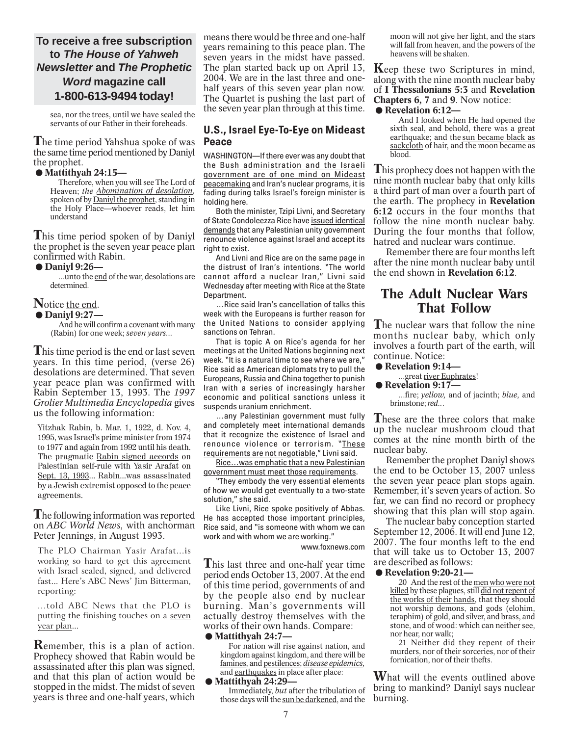**To receive a free subscription to *The House of Yahweh Newsletter* and *The Prophetic Word* magazine call 1-800-613-9494 today!**

> sea, nor the trees, until we have sealed the servants of our Father in their foreheads.

The time period Yahshua spoke of was the same time period mentioned by Daniyl the prophet.

● **Mattithyah 24:15—**

> Therefore, when you will see The Lord of Heaven; *the Abomination of desolation,* spoken of by Daniyl the prophet, standing in the Holy Place—whoever reads, let him understand

This time period spoken of by Daniyl the prophet is the seven year peace plan confirmed with Rabin.

● **Daniyl 9:26—**

> ...unto the end of the war, desolations are determined.

Notice the end.

● **Daniyl 9:27—**

> And he will confirm a covenant with many (Rabin) for one week; *seven years...*

This time period is the end or last seven years. In this time period, (verse 26) desolations are determined. That seven year peace plan was confirmed with Rabin September 13, 1993. The *1997 Grolier Multimedia Encyclopedia* gives us the following information:

> Yitzhak Rabin, b. Mar. 1, 1922, d. Nov. 4, 1995, was Israel's prime minister from 1974 to 1977 and again from 1992 until his death. The pragmatic Rabin signed accords on Palestinian self-rule with Yasir Arafat on Sept. 13, 1993... Rabin...was assassinated by a Jewish extremist opposed to the peace agreements.

The following information was reported on *ABC World News,* with anchorman Peter Jennings, in August 1993.

> The PLO Chairman Yasir Arafat...is working so hard to get this agreement with Israel sealed, signed, and delivered fast... Here's ABC News' Jim Bitterman, reporting:
>
> ...told ABC News that the PLO is putting the finishing touches on a seven year plan...

Remember, this is a plan of action. Prophecy showed that Rabin would be assassinated after this plan was signed, and that this plan of action would be stopped in the midst. The midst of seven years is three and one-half years, which means there would be three and one-half years remaining to this peace plan. The seven years in the midst have passed. The plan started back up on April 13, 2004. We are in the last three and one-half years of this seven year plan now. The Quartet is pushing the last part of the seven year plan through at this time.

### U.S., Israel Eye-To-Eye on Mideast Peace

WASHINGTON—If there ever was any doubt that the Bush administration and the Israeli government are of one mind on Mideast peacemaking and Iran's nuclear programs, it is fading during talks Israel's foreign minister is holding here.

Both the minister, Tzipi Livni, and Secretary of State Condoleezza Rice have issued identical demands that any Palestinian unity government renounce violence against Israel and accept its right to exist.

And Livni and Rice are on the same page in the distrust of Iran's intentions. "The world cannot afford a nuclear Iran," Livni said Wednesday after meeting with Rice at the State Department.

...Rice said Iran's cancellation of talks this week with the Europeans is further reason for the United Nations to consider applying sanctions on Tehran.

That is topic A on Rice's agenda for her meetings at the United Nations beginning next week. "It is a natural time to see where we are," Rice said as American diplomats try to pull the Europeans, Russia and China together to punish Iran with a series of increasingly harsher economic and political sanctions unless it suspends uranium enrichment.

...any Palestinian government must fully and completely meet international demands that it recognize the existence of Israel and renounce violence or terrorism. "These requirements are not negotiable," Livni said.

Rice...was emphatic that a new Palestinian government must meet those requirements.

"They embody the very essential elements of how we would get eventually to a two-state solution," she said.

Like Livni, Rice spoke positively of Abbas. He has accepted those important principles, Rice said, and "is someone with whom we can work and with whom we are working."

www.foxnews.com

This last three and one-half year time period ends October 13, 2007. At the end of this time period, governments of and by the people also end by nuclear burning. Man's governments will actually destroy themselves with the works of their own hands. Compare:

● **Mattithyah 24:7—**

> For nation will rise against nation, and kingdom against kingdom, and there will be famines, and pestilences; *disease epidemics,* and earthquakes in place after place:

● **Mattithyah 24:29—**

> Immediately, *but* after the tribulation of those days will the sun be darkened, and the moon will not give her light, and the stars will fall from heaven, and the powers of the heavens will be shaken.

Keep these two Scriptures in mind, along with the nine month nuclear baby of **I Thessalonians 5:3** and **Revelation Chapters 6, 7** and **9**. Now notice:

● **Revelation 6:12—**

> And I looked when He had opened the sixth seal, and behold, there was a great earthquake; and the sun became black as sackcloth of hair, and the moon became as blood.

This prophecy does not happen with the nine month nuclear baby that only kills a third part of man over a fourth part of the earth. The prophecy in **Revelation 6:12** occurs in the four months that follow the nine month nuclear baby. During the four months that follow, hatred and nuclear wars continue.

Remember there are four months left after the nine month nuclear baby until the end shown in **Revelation 6:12**.

## The Adult Nuclear Wars That Follow

The nuclear wars that follow the nine months nuclear baby, which only involves a fourth part of the earth, will continue. Notice:

● **Revelation 9:14—**

> ...great river Euphrates!

● **Revelation 9:17—**

> ...fire; *yellow,* and of jacinth; *blue,* and brimstone; *red...*

These are the three colors that make up the nuclear mushroom cloud that comes at the nine month birth of the nuclear baby.

Remember the prophet Daniyl shows the end to be October 13, 2007 unless the seven year peace plan stops again. Remember, it's seven years of action. So far, we can find no record or prophecy showing that this plan will stop again.

The nuclear baby conception started September 12, 2006. It will end June 12, 2007. The four months left to the end that will take us to October 13, 2007 are described as follows:

● **Revelation 9:20-21—**

> 20 And the rest of the men who were not killed by these plagues, still did not repent of the works of their hands, that they should not worship demons, and gods (elohim, teraphim) of gold, and silver, and brass, and stone, and of wood: which can neither see, nor hear, nor walk;
>
> 21 Neither did they repent of their murders, nor of their sorceries, nor of their fornication, nor of their thefts.

What will the events outlined above bring to mankind? Daniyl says nuclear burning.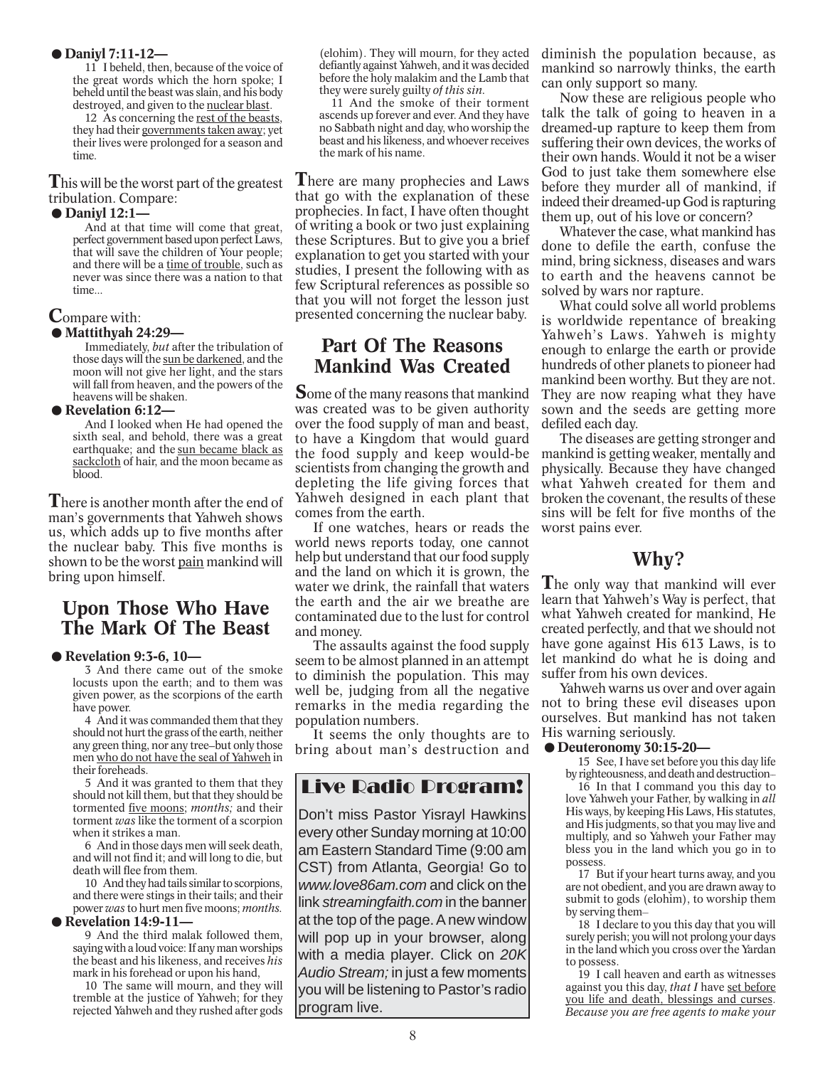● **Daniyl 7:11-12—**

> 11 I beheld, then, because of the voice of the great words which the horn spoke; I beheld until the beast was slain, and his body destroyed, and given to the nuclear blast.
>
> 12 As concerning the rest of the beasts, they had their governments taken away; yet their lives were prolonged for a season and time.

**T**his will be the worst part of the greatest tribulation. Compare:

● **Daniyl 12:1—**

> And at that time will come that great, perfect government based upon perfect Laws, that will save the children of Your people; and there will be a time of trouble, such as never was since there was a nation to that time...

**C**ompare with:

● **Mattithyah 24:29—**

> Immediately, *but* after the tribulation of those days will the sun be darkened, and the moon will not give her light, and the stars will fall from heaven, and the powers of the heavens will be shaken.

● **Revelation 6:12—**

> And I looked when He had opened the sixth seal, and behold, there was a great earthquake; and the sun became black as sackcloth of hair, and the moon became as blood.

**T**here is another month after the end of man's governments that Yahweh shows us, which adds up to five months after the nuclear baby. This five months is shown to be the worst pain mankind will bring upon himself.

## Upon Those Who Have The Mark Of The Beast

● **Revelation 9:3-6, 10—**

> 3 And there came out of the smoke locusts upon the earth; and to them was given power, as the scorpions of the earth have power.
>
> 4 And it was commanded them that they should not hurt the grass of the earth, neither any green thing, nor any tree–but only those men who do not have the seal of Yahweh in their foreheads.
>
> 5 And it was granted to them that they should not kill them, but that they should be tormented five moons; *months;* and their torment *was* like the torment of a scorpion when it strikes a man.
>
> 6 And in those days men will seek death, and will not find it; and will long to die, but death will flee from them.
>
> 10 And they had tails similar to scorpions, and there were stings in their tails; and their power *was* to hurt men five moons; *months.*

● **Revelation 14:9-11—**

> 9 And the third malak followed them, saying with a loud voice: If any man worships the beast and his likeness, and receives *his* mark in his forehead or upon his hand,
>
> 10 The same will mourn, and they will tremble at the justice of Yahweh; for they rejected Yahweh and they rushed after gods (elohim). They will mourn, for they acted defiantly against Yahweh, and it was decided before the holy malakim and the Lamb that they were surely guilty *of this sin.*
>
> 11 And the smoke of their torment ascends up forever and ever. And they have no Sabbath night and day, who worship the beast and his likeness, and whoever receives the mark of his name.

**T**here are many prophecies and Laws that go with the explanation of these prophecies. In fact, I have often thought of writing a book or two just explaining these Scriptures. But to give you a brief explanation to get you started with your studies, I present the following with as few Scriptural references as possible so that you will not forget the lesson just presented concerning the nuclear baby.

## Part Of The Reasons Mankind Was Created

**S**ome of the many reasons that mankind was created was to be given authority over the food supply of man and beast, to have a Kingdom that would guard the food supply and keep would-be scientists from changing the growth and depleting the life giving forces that Yahweh designed in each plant that comes from the earth.

If one watches, hears or reads the world news reports today, one cannot help but understand that our food supply and the land on which it is grown, the water we drink, the rainfall that waters the earth and the air we breathe are contaminated due to the lust for control and money.

The assaults against the food supply seem to be almost planned in an attempt to diminish the population. This may well be, judging from all the negative remarks in the media regarding the population numbers.

It seems the only thoughts are to bring about man's destruction and diminish the population because, as mankind so narrowly thinks, the earth can only support so many.

> **Live Radio Program!**
>
> Don't miss Pastor Yisrayl Hawkins every other Sunday morning at 10:00 am Eastern Standard Time (9:00 am CST) from Atlanta, Georgia! Go to *www.love86am.com* and click on the link *streamingfaith.com* in the banner at the top of the page. A new window will pop up in your browser, along with a media player. Click on *20K Audio Stream;* in just a few moments you will be listening to Pastor's radio program live.

Now these are religious people who talk the talk of going to heaven in a dreamed-up rapture to keep them from suffering their own devices, the works of their own hands. Would it not be a wiser God to just take them somewhere else before they murder all of mankind, if indeed their dreamed-up God is rapturing them up, out of his love or concern?

Whatever the case, what mankind has done to defile the earth, confuse the mind, bring sickness, diseases and wars to earth and the heavens cannot be solved by wars nor rapture.

What could solve all world problems is worldwide repentance of breaking Yahweh's Laws. Yahweh is mighty enough to enlarge the earth or provide hundreds of other planets to pioneer had mankind been worthy. But they are not. They are now reaping what they have sown and the seeds are getting more defiled each day.

The diseases are getting stronger and mankind is getting weaker, mentally and physically. Because they have changed what Yahweh created for them and broken the covenant, the results of these sins will be felt for five months of the worst pains ever.

## Why?

**T**he only way that mankind will ever learn that Yahweh's Way is perfect, that what Yahweh created for mankind, He created perfectly, and that we should not have gone against His 613 Laws, is to let mankind do what he is doing and suffer from his own devices.

Yahweh warns us over and over again not to bring these evil diseases upon ourselves. But mankind has not taken His warning seriously.

● **Deuteronomy 30:15-20—**

> 15 See, I have set before you this day life by righteousness, and death and destruction–
>
> 16 In that I command you this day to love Yahweh your Father, by walking in *all* His ways, by keeping His Laws, His statutes, and His judgments, so that you may live and multiply, and so Yahweh your Father may bless you in the land which you go in to possess.
>
> 17 But if your heart turns away, and you are not obedient, and you are drawn away to submit to gods (elohim), to worship them by serving them–
>
> 18 I declare to you this day that you will surely perish; you will not prolong your days in the land which you cross over the Yardan to possess.
>
> 19 I call heaven and earth as witnesses against you this day, *that I* have set before you life and death, blessings and curses. *Because you are free agents to make your*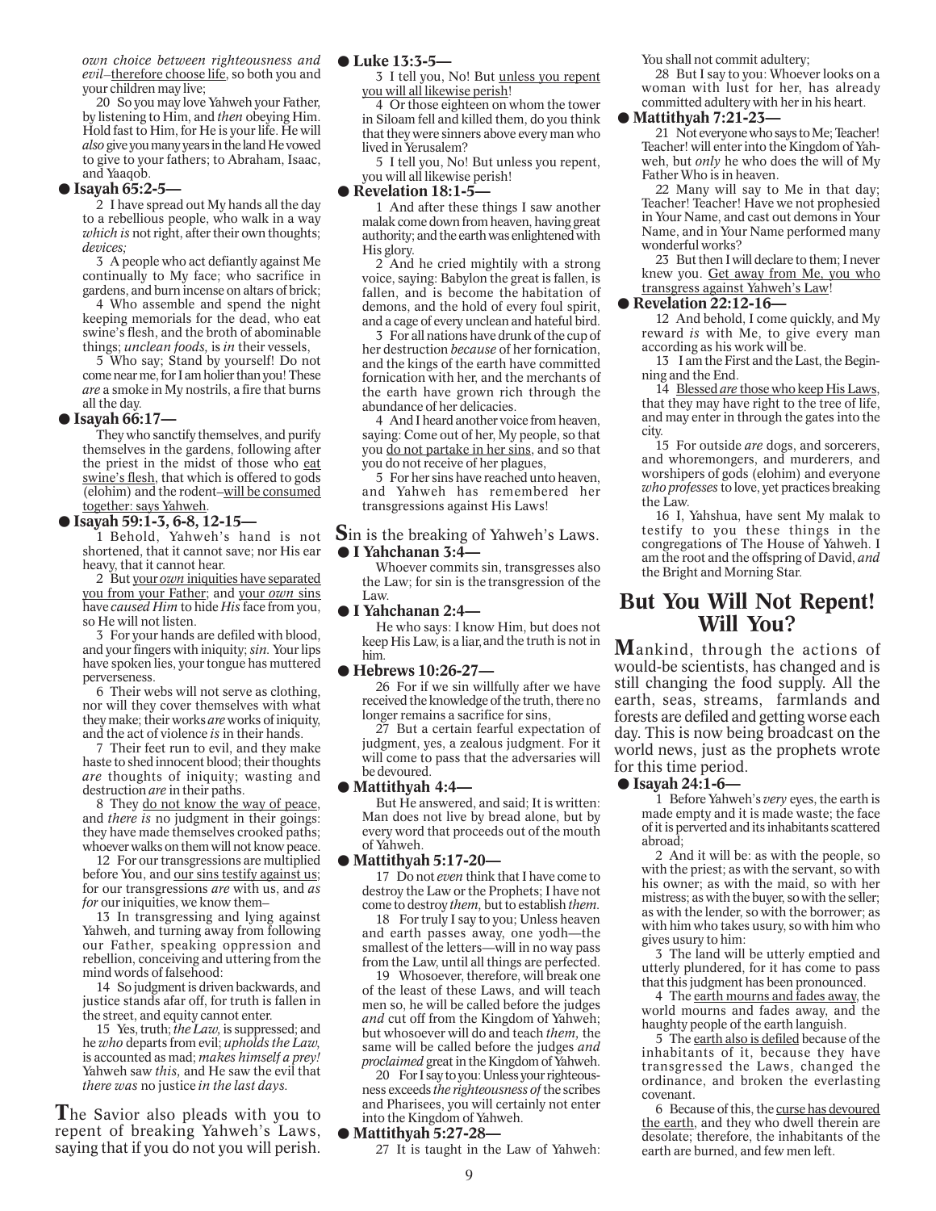*own choice between righteousness and evil*–therefore choose life, so both you and your children may live;

20 So you may love Yahweh your Father, by listening to Him, and *then* obeying Him. Hold fast to Him, for He is your life. He will *also* give you many years in the land He vowed to give to your fathers; to Abraham, Isaac, and Yaaqob.

● **Isayah 65:2-5—**

2 I have spread out My hands all the day to a rebellious people, who walk in a way *which is* not right, after their own thoughts; *devices;*

3 A people who act defiantly against Me continually to My face; who sacrifice in gardens, and burn incense on altars of brick;

4 Who assemble and spend the night keeping memorials for the dead, who eat swine's flesh, and the broth of abominable things; *unclean foods,* is *in* their vessels,

5 Who say; Stand by yourself! Do not come near me, for I am holier than you! These *are* a smoke in My nostrils, a fire that burns all the day.

● **Isayah 66:17—**

They who sanctify themselves, and purify themselves in the gardens, following after the priest in the midst of those who eat swine's flesh, that which is offered to gods (elohim) and the rodent–will be consumed together: says Yahweh.

● **Isayah 59:1-3, 6-8, 12-15—**

1 Behold, Yahweh's hand is not shortened, that it cannot save; nor His ear heavy, that it cannot hear.

2 But your *own* iniquities have separated you from your Father; and your *own* sins have *caused Him* to hide *His* face from you, so He will not listen.

3 For your hands are defiled with blood, and your fingers with iniquity; *sin.* Your lips have spoken lies, your tongue has muttered perverseness.

6 Their webs will not serve as clothing, nor will they cover themselves with what they make; their works *are* works of iniquity, and the act of violence *is* in their hands.

7 Their feet run to evil, and they make haste to shed innocent blood; their thoughts *are* thoughts of iniquity; wasting and destruction *are* in their paths.

8 They do not know the way of peace, and *there is* no judgment in their goings: they have made themselves crooked paths; whoever walks on them will not know peace.

12 For our transgressions are multiplied before You, and our sins testify against us; for our transgressions *are* with us, and *as for* our iniquities, we know them–

13 In transgressing and lying against Yahweh, and turning away from following our Father, speaking oppression and rebellion, conceiving and uttering from the mind words of falsehood:

14 So judgment is driven backwards, and justice stands afar off, for truth is fallen in the street, and equity cannot enter.

15 Yes, truth; *the Law,* is suppressed; and he *who* departs from evil; *upholds the Law,* is accounted as mad; *makes himself a prey!* Yahweh saw *this,* and He saw the evil that *there was* no justice *in the last days.*

**T**he Savior also pleads with you to repent of breaking Yahweh's Laws, saying that if you do not you will perish.

● **Luke 13:3-5—**

3 I tell you, No! But unless you repent you will all likewise perish!

4 Or those eighteen on whom the tower in Siloam fell and killed them, do you think that they were sinners above every man who lived in Yerusalem?

5 I tell you, No! But unless you repent, you will all likewise perish!

● **Revelation 18:1-5—**

1 And after these things I saw another malak come down from heaven, having great authority; and the earth was enlightened with His glory.

2 And he cried mightily with a strong voice, saying: Babylon the great is fallen, is fallen, and is become the habitation of demons, and the hold of every foul spirit, and a cage of every unclean and hateful bird.

3 For all nations have drunk of the cup of her destruction *because* of her fornication, and the kings of the earth have committed fornication with her, and the merchants of the earth have grown rich through the abundance of her delicacies.

4 And I heard another voice from heaven, saying: Come out of her, My people, so that you do not partake in her sins, and so that you do not receive of her plagues,

5 For her sins have reached unto heaven, and Yahweh has remembered her transgressions against His Laws!

**S**in is the breaking of Yahweh's Laws.

● **I Yahchanan 3:4—**

Whoever commits sin, transgresses also the Law; for sin is the transgression of the Law.

● **I Yahchanan 2:4—**

He who says: I know Him, but does not keep His Law, is a liar, and the truth is not in him.

● **Hebrews 10:26-27—**

26 For if we sin willfully after we have received the knowledge of the truth, there no longer remains a sacrifice for sins,

27 But a certain fearful expectation of judgment, yes, a zealous judgment. For it will come to pass that the adversaries will be devoured.

● **Mattithyah 4:4—**

But He answered, and said; It is written: Man does not live by bread alone, but by every word that proceeds out of the mouth of Yahweh.

● **Mattithyah 5:17-20—**

17 Do not *even* think that I have come to destroy the Law or the Prophets; I have not come to destroy *them,* but to establish *them.*

18 For truly I say to you; Unless heaven and earth passes away, one yodh—the smallest of the letters—will in no way pass from the Law, until all things are perfected.

19 Whosoever, therefore, will break one of the least of these Laws, and will teach men so, he will be called before the judges *and* cut off from the Kingdom of Yahweh; but whosoever will do and teach *them,* the same will be called before the judges *and proclaimed* great in the Kingdom of Yahweh.

20 For I say to you: Unless your righteousness exceeds *the righteousness of* the scribes and Pharisees, you will certainly not enter into the Kingdom of Yahweh.

● **Mattithyah 5:27-28—**

27 It is taught in the Law of Yahweh: You shall not commit adultery;

28 But I say to you: Whoever looks on a woman with lust for her, has already committed adultery with her in his heart.

● **Mattithyah 7:21-23—**

21 Not everyone who says to Me; Teacher! Teacher! will enter into the Kingdom of Yahweh, but *only* he who does the will of My Father Who is in heaven.

22 Many will say to Me in that day; Teacher! Teacher! Have we not prophesied in Your Name, and cast out demons in Your Name, and in Your Name performed many wonderful works?

23 But then I will declare to them; I never knew you. Get away from Me, you who transgress against Yahweh's Law!

● **Revelation 22:12-16—**

12 And behold, I come quickly, and My reward *is* with Me, to give every man according as his work will be.

13 I am the First and the Last, the Beginning and the End.

14 Blessed *are* those who keep His Laws, that they may have right to the tree of life, and may enter in through the gates into the city.

15 For outside *are* dogs, and sorcerers, and whoremongers, and murderers, and worshipers of gods (elohim) and everyone *who professes* to love, yet practices breaking the Law.

16 I, Yahshua, have sent My malak to testify to you these things in the congregations of The House of Yahweh. I am the root and the offspring of David, *and* the Bright and Morning Star.

## But You Will Not Repent! Will You?

**M**ankind, through the actions of would-be scientists, has changed and is still changing the food supply. All the earth, seas, streams, farmlands and forests are defiled and getting worse each day. This is now being broadcast on the world news, just as the prophets wrote for this time period.

● **Isayah 24:1-6—**

1 Before Yahweh's *very* eyes, the earth is made empty and it is made waste; the face of it is perverted and its inhabitants scattered abroad;

2 And it will be: as with the people, so with the priest; as with the servant, so with his owner; as with the maid, so with her mistress; as with the buyer, so with the seller; as with the lender, so with the borrower; as with him who takes usury, so with him who gives usury to him:

3 The land will be utterly emptied and utterly plundered, for it has come to pass that this judgment has been pronounced.

4 The earth mourns and fades away, the world mourns and fades away, and the haughty people of the earth languish.

5 The earth also is defiled because of the inhabitants of it, because they have transgressed the Laws, changed the ordinance, and broken the everlasting covenant.

6 Because of this, the curse has devoured the earth, and they who dwell therein are desolate; therefore, the inhabitants of the earth are burned, and few men left.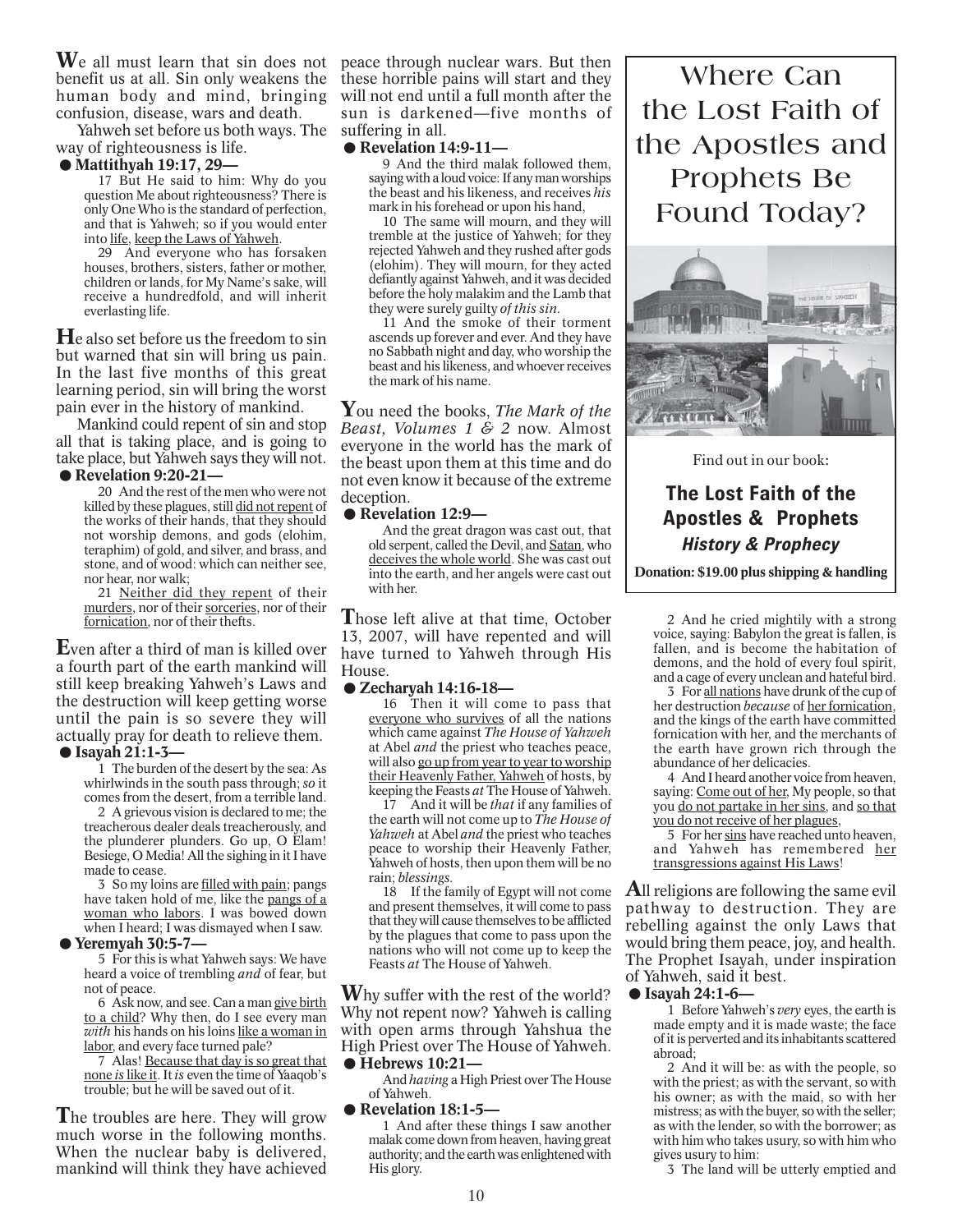**W**e all must learn that sin does not benefit us at all. Sin only weakens the human body and mind, bringing confusion, disease, wars and death.

Yahweh set before us both ways. The way of righteousness is life.

● **Mattithyah 19:17, 29—**

> 17 But He said to him: Why do you question Me about righteousness? There is only One Who is the standard of perfection, and that is Yahweh; so if you would enter into life, keep the Laws of Yahweh.
>
> 29 And everyone who has forsaken houses, brothers, sisters, father or mother, children or lands, for My Name's sake, will receive a hundredfold, and will inherit everlasting life.

**H**e also set before us the freedom to sin but warned that sin will bring us pain. In the last five months of this great learning period, sin will bring the worst pain ever in the history of mankind.

Mankind could repent of sin and stop all that is taking place, and is going to take place, but Yahweh says they will not.

● **Revelation 9:20-21—**

> 20 And the rest of the men who were not killed by these plagues, still did not repent of the works of their hands, that they should not worship demons, and gods (elohim, teraphim) of gold, and silver, and brass, and stone, and of wood: which can neither see, nor hear, nor walk;
>
> 21 Neither did they repent of their murders, nor of their sorceries, nor of their fornication, nor of their thefts.

**E**ven after a third of man is killed over a fourth part of the earth mankind will still keep breaking Yahweh's Laws and the destruction will keep getting worse until the pain is so severe they will actually pray for death to relieve them.

● **Isayah 21:1-3—**

> 1 The burden of the desert by the sea: As whirlwinds in the south pass through; *so* it comes from the desert, from a terrible land.
>
> 2 A grievous vision is declared to me; the treacherous dealer deals treacherously, and the plunderer plunders. Go up, O Elam! Besiege, O Media! All the sighing in it I have made to cease.
>
> 3 So my loins are filled with pain; pangs have taken hold of me, like the pangs of a woman who labors. I was bowed down when I heard; I was dismayed when I saw.

● **Yeremyah 30:5-7—**

> 5 For this is what Yahweh says: We have heard a voice of trembling *and* of fear, but not of peace.
>
> 6 Ask now, and see. Can a man give birth to a child? Why then, do I see every man *with* his hands on his loins like a woman in labor, and every face turned pale?
>
> 7 Alas! Because that day is so great that none *is* like it. It *is* even the time of Yaaqob's trouble; but he will be saved out of it.

**T**he troubles are here. They will grow much worse in the following months. When the nuclear baby is delivered, mankind will think they have achieved peace through nuclear wars. But then these horrible pains will start and they will not end until a full month after the sun is darkened—five months of suffering in all.

● **Revelation 14:9-11—**

> 9 And the third malak followed them, saying with a loud voice: If any man worships the beast and his likeness, and receives *his* mark in his forehead or upon his hand,
>
> 10 The same will mourn, and they will tremble at the justice of Yahweh; for they rejected Yahweh and they rushed after gods (elohim). They will mourn, for they acted defiantly against Yahweh, and it was decided before the holy malakim and the Lamb that they were surely guilty *of this sin.*
>
> 11 And the smoke of their torment ascends up forever and ever. And they have no Sabbath night and day, who worship the beast and his likeness, and whoever receives the mark of his name.

**Y**ou need the books, *The Mark of the Beast, Volumes 1 & 2* now. Almost everyone in the world has the mark of the beast upon them at this time and do not even know it because of the extreme deception.

● **Revelation 12:9—**

> And the great dragon was cast out, that old serpent, called the Devil, and Satan, who deceives the whole world. She was cast out into the earth, and her angels were cast out with her.

**T**hose left alive at that time, October 13, 2007, will have repented and will have turned to Yahweh through His House.

● **Zecharyah 14:16-18—**

> 16 Then it will come to pass that everyone who survives of all the nations which came against *The House of Yahweh* at Abel *and* the priest who teaches peace, will also go up from year to year to worship their Heavenly Father, Yahweh of hosts, by keeping the Feasts *at* The House of Yahweh.
>
> 17 And it will be *that* if any families of the earth will not come up to *The House of Yahweh* at Abel *and* the priest who teaches peace to worship their Heavenly Father, Yahweh of hosts, then upon them will be no rain; *blessings.*
>
> 18 If the family of Egypt will not come and present themselves, it will come to pass that they will cause themselves to be afflicted by the plagues that come to pass upon the nations who will not come up to keep the Feasts *at* The House of Yahweh.

**W**hy suffer with the rest of the world? Why not repent now? Yahweh is calling with open arms through Yahshua the High Priest over The House of Yahweh.

● **Hebrews 10:21—**

> And *having* a High Priest over The House of Yahweh.

● **Revelation 18:1-5—**

> 1 And after these things I saw another malak come down from heaven, having great authority; and the earth was enlightened with His glory.

## Where Can the Lost Faith of the Apostles and Prophets Be Found Today?

Find out in our book:

**The Lost Faith of the Apostles & Prophets**
***History & Prophecy***

**Donation: $19.00 plus shipping & handling**

> 2 And he cried mightily with a strong voice, saying: Babylon the great is fallen, is fallen, and is become the habitation of demons, and the hold of every foul spirit, and a cage of every unclean and hateful bird.
>
> 3 For all nations have drunk of the cup of her destruction *because* of her fornication, and the kings of the earth have committed fornication with her, and the merchants of the earth have grown rich through the abundance of her delicacies.
>
> 4 And I heard another voice from heaven, saying: Come out of her, My people, so that you do not partake in her sins, and so that you do not receive of her plagues,
>
> 5 For her sins have reached unto heaven, and Yahweh has remembered her transgressions against His Laws!

**A**ll religions are following the same evil pathway to destruction. They are rebelling against the only Laws that would bring them peace, joy, and health. The Prophet Isayah, under inspiration of Yahweh, said it best.

● **Isayah 24:1-6—**

> 1 Before Yahweh's *very* eyes, the earth is made empty and it is made waste; the face of it is perverted and its inhabitants scattered abroad;
>
> 2 And it will be: as with the people, so with the priest; as with the servant, so with his owner; as with the maid, so with her mistress; as with the buyer, so with the seller; as with the lender, so with the borrower; as with him who takes usury, so with him who gives usury to him:
>
> 3 The land will be utterly emptied and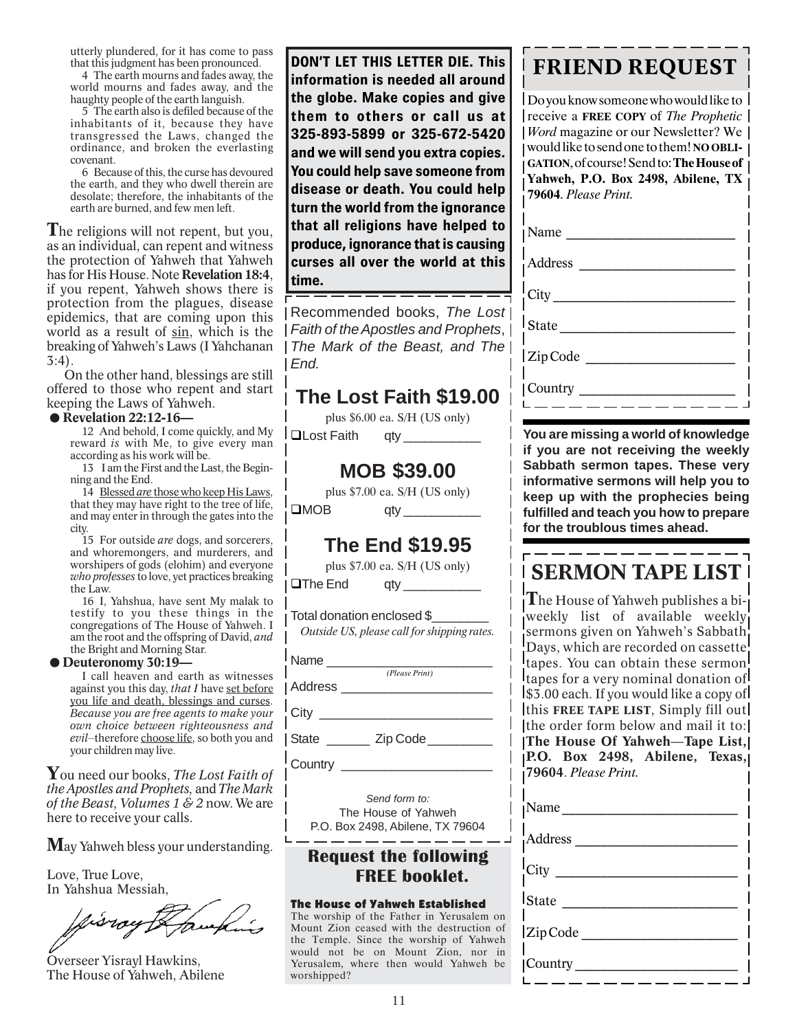utterly plundered, for it has come to pass that this judgment has been pronounced.

4 The earth mourns and fades away, the world mourns and fades away, and the haughty people of the earth languish.

5 The earth also is defiled because of the inhabitants of it, because they have transgressed the Laws, changed the ordinance, and broken the everlasting covenant.

6 Because of this, the curse has devoured the earth, and they who dwell therein are desolate; therefore, the inhabitants of the earth are burned, and few men left.

**T**he religions will not repent, but you, as an individual, can repent and witness the protection of Yahweh that Yahweh has for His House. Note **Revelation 18:4**, if you repent, Yahweh shows there is protection from the plagues, disease epidemics, that are coming upon this world as a result of sin, which is the breaking of Yahweh's Laws (I Yahchanan 3:4).

On the other hand, blessings are still offered to those who repent and start keeping the Laws of Yahweh.

● **Revelation 22:12-16—**

12 And behold, I come quickly, and My reward *is* with Me, to give every man according as his work will be.

13 I am the First and the Last, the Beginning and the End.

14 Blessed *are* those who keep His Laws, that they may have right to the tree of life, and may enter in through the gates into the city.

15 For outside *are* dogs, and sorcerers, and whoremongers, and murderers, and worshipers of gods (elohim) and everyone *who professes* to love, yet practices breaking the Law.

16 I, Yahshua, have sent My malak to testify to you these things in the congregations of The House of Yahweh. I am the root and the offspring of David, *and* the Bright and Morning Star.

● **Deuteronomy 30:19—**

I call heaven and earth as witnesses against you this day, *that I* have set before you life and death, blessings and curses. *Because you are free agents to make your own choice between righteousness and evil*–therefore choose life, so both you and your children may live.

**Y**ou need our books, *The Lost Faith of the Apostles and Prophets,* and *The Mark of the Beast, Volumes 1 & 2* now. We are here to receive your calls.

**M**ay Yahweh bless your understanding.

Love, True Love,
In Yahshua Messiah,

Overseer Yisrayl Hawkins,
The House of Yahweh, Abilene

**DON'T LET THIS LETTER DIE. This information is needed all around the globe. Make copies and give them to others or call us at 325-893-5899 or 325-672-5420 and we will send you extra copies. You could help save someone from disease or death. You could help turn the world from the ignorance that all religions have helped to produce, ignorance that is causing curses all over the world at this time.**

Recommended books, *The Lost Faith of the Apostles and Prophets*, *The Mark of the Beast, and The End.*

## The Lost Faith $19.00

plus $6.00 ea. S/H (US only)

❑Lost Faith qty ___________

## MOB $39.00

plus $7.00 ea. S/H (US only)

❑MOB qty ___________

## The End $19.95

plus $7.00 ea. S/H (US only)

❑The End qty ___________

Total donation enclosed $________

*Outside US, please call for shipping rates.*

Name ________________________ *(Please Print)*

Address ______________________

City _________________________

State ______ Zip Code _________

Country _____________________

*Send form to:*
The House of Yahweh
P.O. Box 2498, Abilene, TX 79604

### Request the following FREE booklet.

**The House of Yahweh Established**
The worship of the Father in Yerusalem on Mount Zion ceased with the destruction of the Temple. Since the worship of Yahweh would not be on Mount Zion, nor in Yerusalem, where then would Yahweh be worshipped?

# FRIEND REQUEST

Do you know someone who would like to receive a **FREE COPY** of *The Prophetic Word* magazine or our Newsletter? We would like to send one to them! **NO OBLIGATION**, of course! Send to: **The House of Yahweh, P.O. Box 2498, Abilene, TX 79604**. *Please Print.*

Name ________________________

Address ______________________

City _________________________

State ________________________

Zip Code _____________________

Country ______________________

**You are missing a world of knowledge if you are not receiving the weekly Sabbath sermon tapes. These very informative sermons will help you to keep up with the prophecies being fulfilled and teach you how to prepare for the troublous times ahead.**

# SERMON TAPE LIST

**T**he House of Yahweh publishes a bi-weekly list of available weekly sermons given on Yahweh's Sabbath Days, which are recorded on cassette tapes. You can obtain these sermon tapes for a very nominal donation of $3.00 each. If you would like a copy of this **FREE TAPE LIST**, Simply fill out the order form below and mail it to: **The House Of Yahweh—Tape List, P.O. Box 2498, Abilene, Texas, 79604**. *Please Print.*

Name ________________________

Address ______________________

City _________________________

State ________________________

Zip Code _____________________

Country ______________________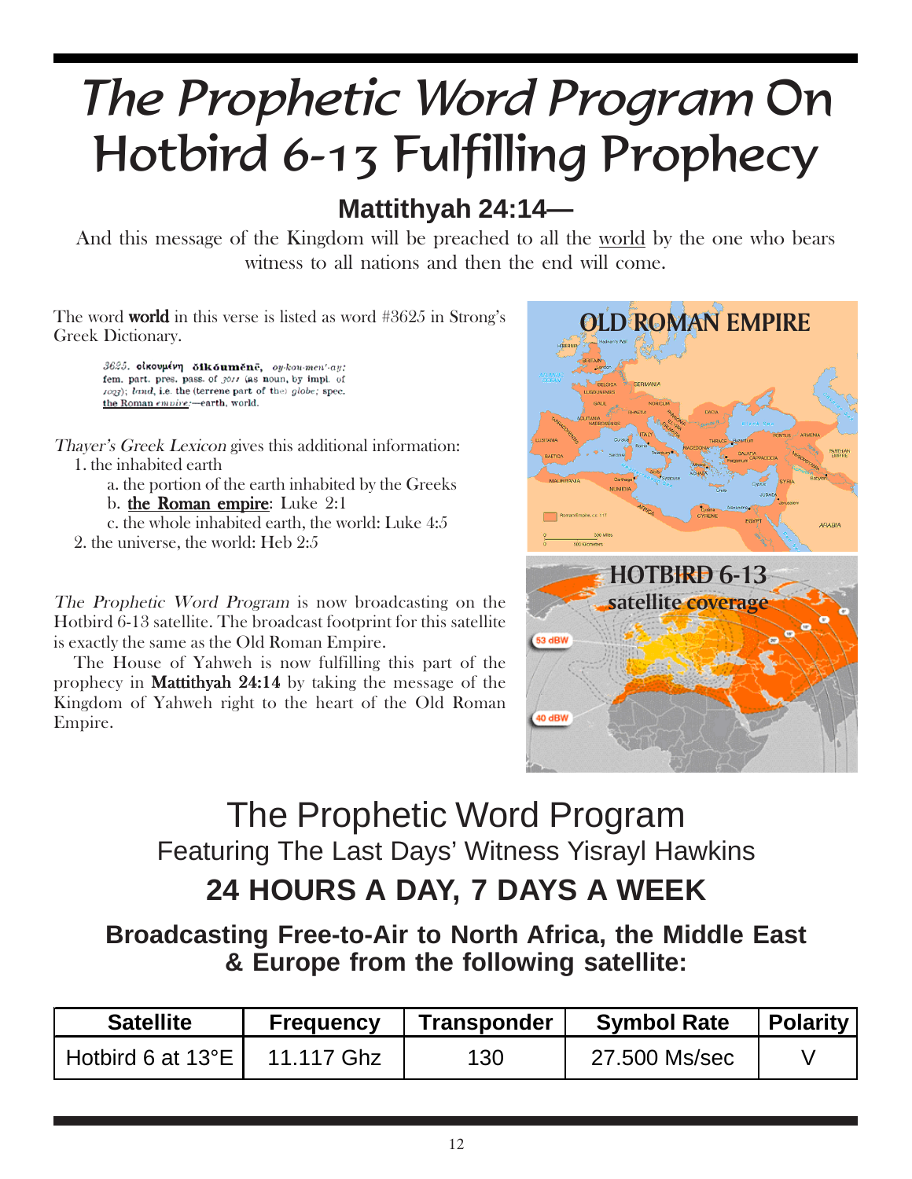# The Prophetic Word Program On Hotbird 6-13 Fulfilling Prophecy

## Mattithyah 24:14—

And this message of the Kingdom will be preached to all the world by the one who bears witness to all nations and then the end will come.

The word **world** in this verse is listed as word #3625 in Strong's Greek Dictionary.

> 3625. οἰκουμένη **oikouménē**, *oy-kou-men'-ay;* fem. part. pres. pass. of 3611 (as noun, by impl. of 1093); *land*, i.e. the (terrene part of the) *globe*; spec. the Roman *empire*:—earth, world.

*Thayer's Greek Lexicon* gives this additional information:

1. the inhabited earth
   - a. the portion of the earth inhabited by the Greeks
   - b. **the Roman empire**: Luke 2:1
   - c. the whole inhabited earth, the world: Luke 4:5
2. the universe, the world: Heb 2:5

*The Prophetic Word Program* is now broadcasting on the Hotbird 6-13 satellite. The broadcast footprint for this satellite is exactly the same as the Old Roman Empire.

The House of Yahweh is now fulfilling this part of the prophecy in **Mattithyah 24:14** by taking the message of the Kingdom of Yahweh right to the heart of the Old Roman Empire.

OLD ROMAN EMPIRE

HOTBIRD 6-13
satellite coverage

53 dBW
40 dBW

## The Prophetic Word Program

### Featuring The Last Days' Witness Yisrayl Hawkins

## 24 HOURS A DAY, 7 DAYS A WEEK

### Broadcasting Free-to-Air to North Africa, the Middle East & Europe from the following satellite:

| Satellite | Frequency | Transponder | Symbol Rate | Polarity |
|---|---|---|---|---|
| Hotbird 6 at 13°E | 11.117 Ghz | 130 | 27.500 Ms/sec | V |